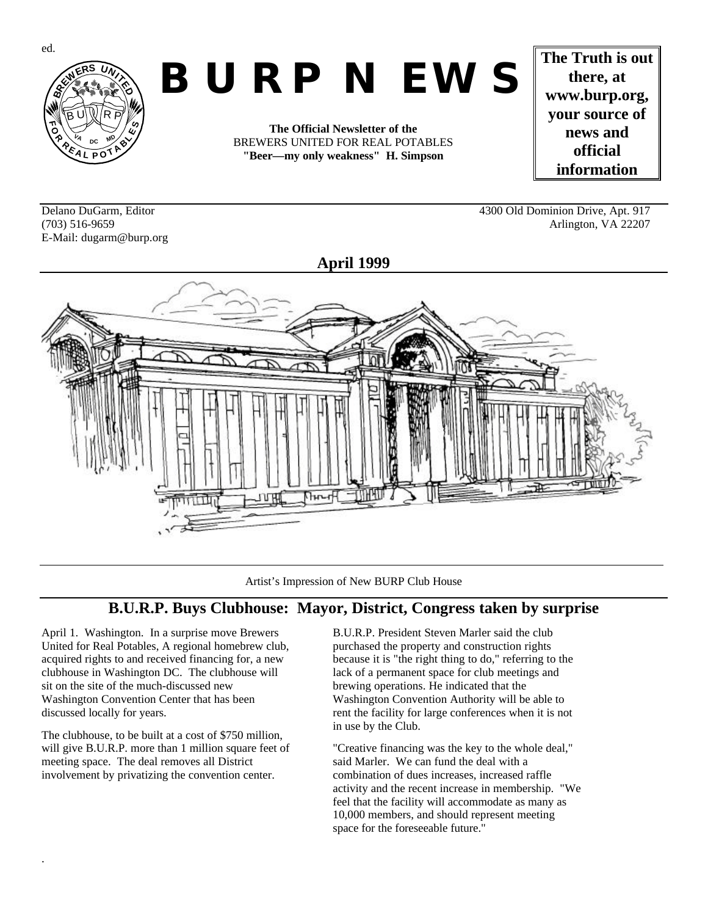ed.

# B U R P N EWS

**The Official Newsletter of the**
BREWERS UNITED FOR REAL POTABLES
**"Beer—my only weakness" H. Simpson**

**The Truth is out there, at www.burp.org, your source of news and official information**

Delano DuGarm, Editor
(703) 516-9659
E-Mail: dugarm@burp.org

4300 Old Dominion Drive, Apt. 917
Arlington, VA 22207

**April 1999**

Artist's Impression of New BURP Club House

## B.U.R.P. Buys Clubhouse: Mayor, District, Congress taken by surprise

April 1. Washington. In a surprise move Brewers United for Real Potables, A regional homebrew club, acquired rights to and received financing for, a new clubhouse in Washington DC. The clubhouse will sit on the site of the much-discussed new Washington Convention Center that has been discussed locally for years.

The clubhouse, to be built at a cost of $750 million, will give B.U.R.P. more than 1 million square feet of meeting space. The deal removes all District involvement by privatizing the convention center.

B.U.R.P. President Steven Marler said the club purchased the property and construction rights because it is "the right thing to do," referring to the lack of a permanent space for club meetings and brewing operations. He indicated that the Washington Convention Authority will be able to rent the facility for large conferences when it is not in use by the Club.

"Creative financing was the key to the whole deal," said Marler. We can fund the deal with a combination of dues increases, increased raffle activity and the recent increase in membership. "We feel that the facility will accommodate as many as 10,000 members, and should represent meeting space for the foreseeable future."

.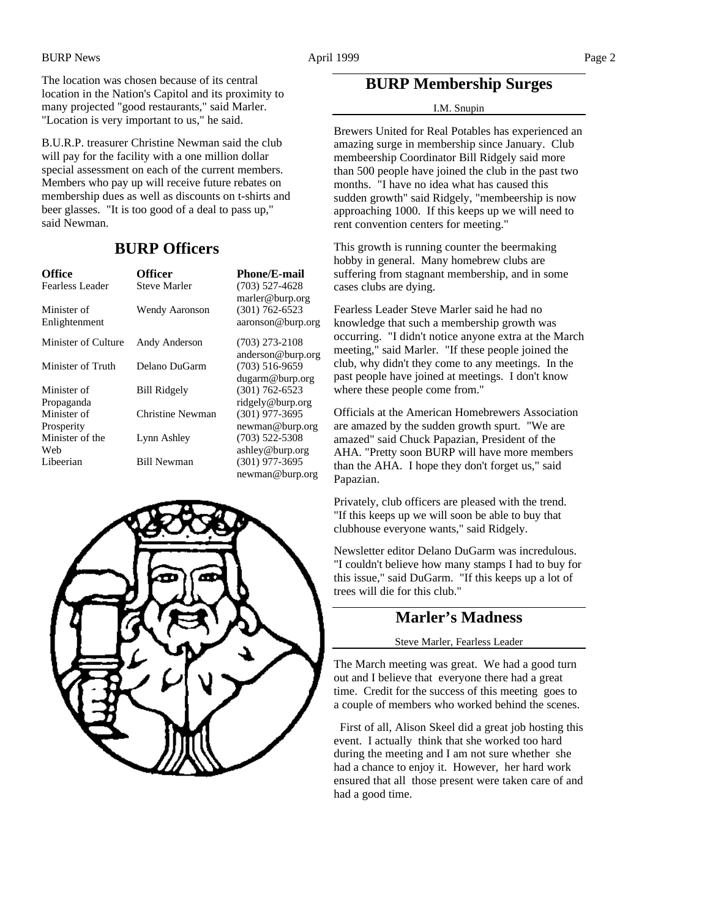The location was chosen because of its central location in the Nation's Capitol and its proximity to many projected "good restaurants," said Marler. "Location is very important to us," he said.

B.U.R.P. treasurer Christine Newman said the club will pay for the facility with a one million dollar special assessment on each of the current members. Members who pay up will receive future rebates on membership dues as well as discounts on t-shirts and beer glasses. "It is too good of a deal to pass up," said Newman.

## BURP Officers

| Office | Officer | Phone/E-mail |
|---|---|---|
| Fearless Leader | Steve Marler | (703) 527-4628 marler@burp.org |
| Minister of Enlightenment | Wendy Aaronson | (301) 762-6523 aaronson@burp.org |
| Minister of Culture | Andy Anderson | (703) 273-2108 anderson@burp.org |
| Minister of Truth | Delano DuGarm | (703) 516-9659 dugarm@burp.org |
| Minister of Propaganda | Bill Ridgely | (301) 762-6523 ridgely@burp.org |
| Minister of Prosperity | Christine Newman | (301) 977-3695 newman@burp.org |
| Minister of the Web | Lynn Ashley | (703) 522-5308 ashley@burp.org |
| Libeerian | Bill Newman | (301) 977-3695 newman@burp.org |

## BURP Membership Surges

I.M. Snupin

Brewers United for Real Potables has experienced an amazing surge in membership since January. Club membeership Coordinator Bill Ridgely said more than 500 people have joined the club in the past two months. "I have no idea what has caused this sudden growth" said Ridgely, "membeership is now approaching 1000. If this keeps up we will need to rent convention centers for meeting."

This growth is running counter the beermaking hobby in general. Many homebrew clubs are suffering from stagnant membership, and in some cases clubs are dying.

Fearless Leader Steve Marler said he had no knowledge that such a membership growth was occurring. "I didn't notice anyone extra at the March meeting," said Marler. "If these people joined the club, why didn't they come to any meetings. In the past people have joined at meetings. I don't know where these people come from."

Officials at the American Homebrewers Association are amazed by the sudden growth spurt. "We are amazed" said Chuck Papazian, President of the AHA. "Pretty soon BURP will have more members than the AHA. I hope they don't forget us," said Papazian.

Privately, club officers are pleased with the trend. "If this keeps up we will soon be able to buy that clubhouse everyone wants," said Ridgely.

Newsletter editor Delano DuGarm was incredulous. "I couldn't believe how many stamps I had to buy for this issue," said DuGarm. "If this keeps up a lot of trees will die for this club."

## Marler's Madness

Steve Marler, Fearless Leader

The March meeting was great. We had a good turn out and I believe that everyone there had a great time. Credit for the success of this meeting goes to a couple of members who worked behind the scenes.

First of all, Alison Skeel did a great job hosting this event. I actually think that she worked too hard during the meeting and I am not sure whether she had a chance to enjoy it. However, her hard work ensured that all those present were taken care of and had a good time.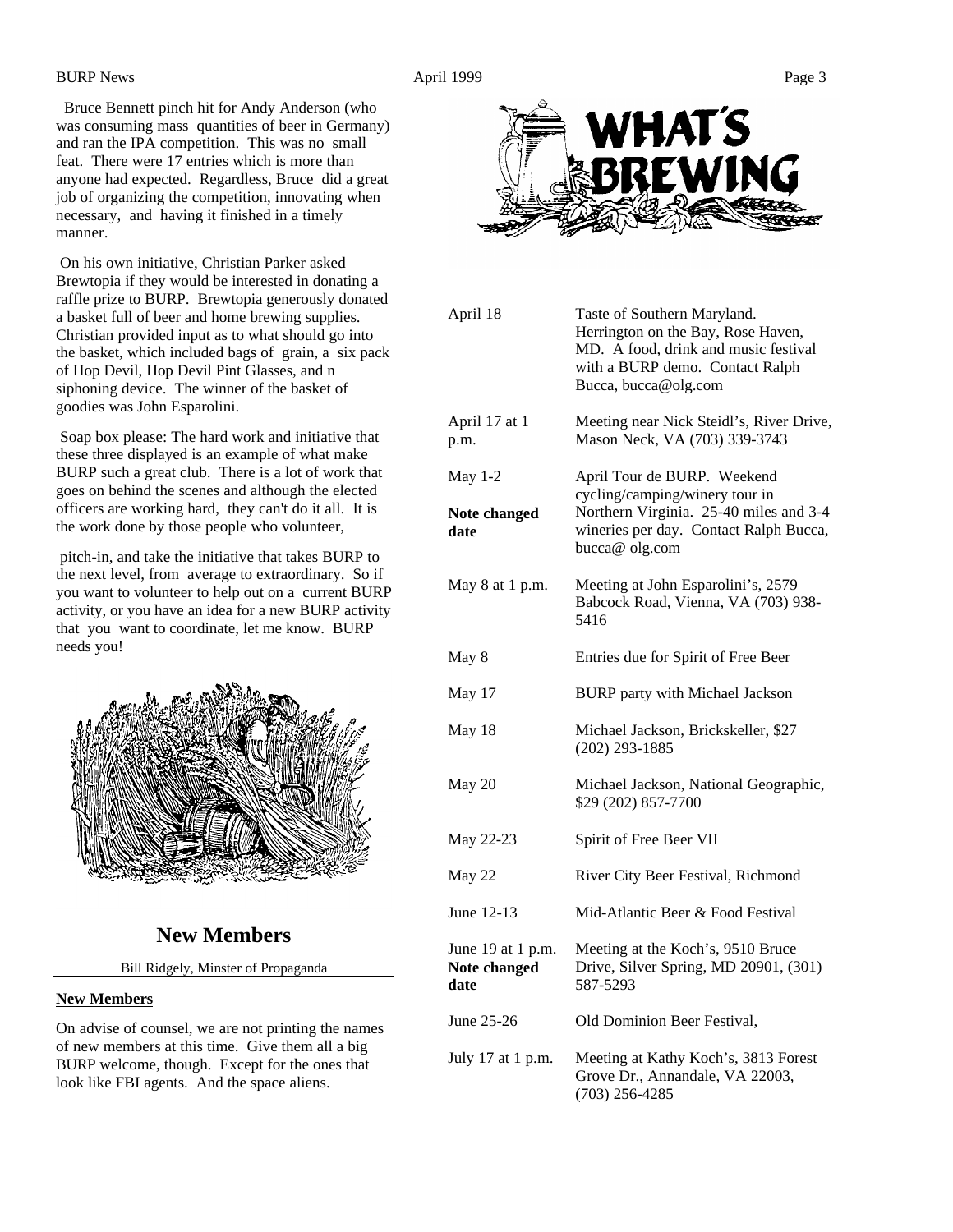Bruce Bennett pinch hit for Andy Anderson (who was consuming mass quantities of beer in Germany) and ran the IPA competition. This was no small feat. There were 17 entries which is more than anyone had expected. Regardless, Bruce did a great job of organizing the competition, innovating when necessary, and having it finished in a timely manner.

On his own initiative, Christian Parker asked Brewtopia if they would be interested in donating a raffle prize to BURP. Brewtopia generously donated a basket full of beer and home brewing supplies. Christian provided input as to what should go into the basket, which included bags of grain, a six pack of Hop Devil, Hop Devil Pint Glasses, and n siphoning device. The winner of the basket of goodies was John Esparolini.

Soap box please: The hard work and initiative that these three displayed is an example of what make BURP such a great club. There is a lot of work that goes on behind the scenes and although the elected officers are working hard, they can't do it all. It is the work done by those people who volunteer,

pitch-in, and take the initiative that takes BURP to the next level, from average to extraordinary. So if you want to volunteer to help out on a current BURP activity, or you have an idea for a new BURP activity that you want to coordinate, let me know. BURP needs you!

## New Members

Bill Ridgely, Minster of Propaganda

**New Members**

On advise of counsel, we are not printing the names of new members at this time. Give them all a big BURP welcome, though. Except for the ones that look like FBI agents. And the space aliens.

# WHAT'S BREWING

| Date | Event |
|---|---|
| April 18 | Taste of Southern Maryland. Herrington on the Bay, Rose Haven, MD. A food, drink and music festival with a BURP demo. Contact Ralph Bucca, bucca@olg.com |
| April 17 at 1 p.m. | Meeting near Nick Steidl's, River Drive, Mason Neck, VA (703) 339-3743 |
| May 1-2 **Note changed date** | April Tour de BURP. Weekend cycling/camping/winery tour in Northern Virginia. 25-40 miles and 3-4 wineries per day. Contact Ralph Bucca, bucca@ olg.com |
| May 8 at 1 p.m. | Meeting at John Esparolini's, 2579 Babcock Road, Vienna, VA (703) 938-5416 |
| May 8 | Entries due for Spirit of Free Beer |
| May 17 | BURP party with Michael Jackson |
| May 18 | Michael Jackson, Brickskeller, $27 (202) 293-1885 |
| May 20 | Michael Jackson, National Geographic, $29 (202) 857-7700 |
| May 22-23 | Spirit of Free Beer VII |
| May 22 | River City Beer Festival, Richmond |
| June 12-13 | Mid-Atlantic Beer & Food Festival |
| June 19 at 1 p.m. **Note changed date** | Meeting at the Koch's, 9510 Bruce Drive, Silver Spring, MD 20901, (301) 587-5293 |
| June 25-26 | Old Dominion Beer Festival, |
| July 17 at 1 p.m. | Meeting at Kathy Koch's, 3813 Forest Grove Dr., Annandale, VA 22003, (703) 256-4285 |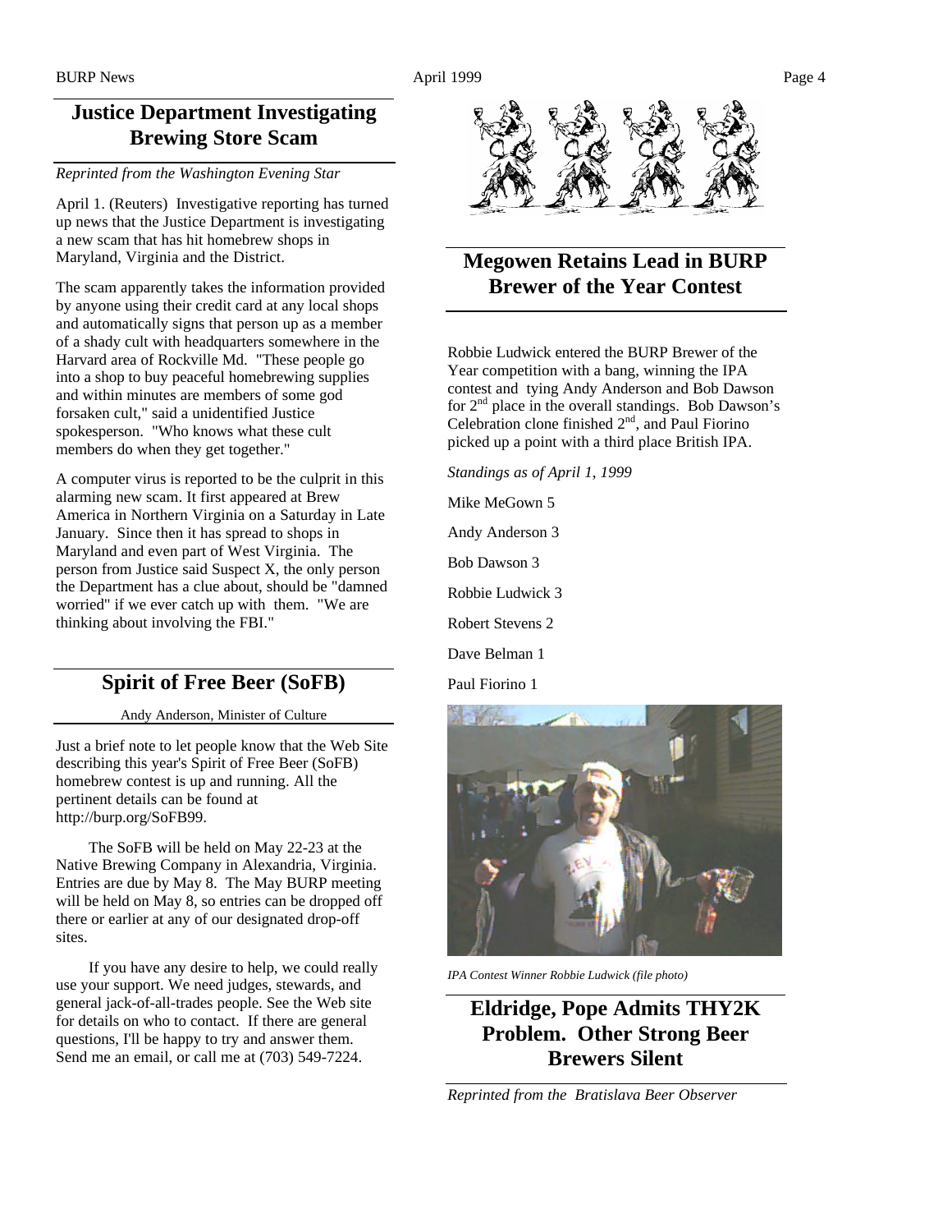## Justice Department Investigating Brewing Store Scam

*Reprinted from the Washington Evening Star*

April 1. (Reuters) Investigative reporting has turned up news that the Justice Department is investigating a new scam that has hit homebrew shops in Maryland, Virginia and the District.

The scam apparently takes the information provided by anyone using their credit card at any local shops and automatically signs that person up as a member of a shady cult with headquarters somewhere in the Harvard area of Rockville Md. "These people go into a shop to buy peaceful homebrewing supplies and within minutes are members of some god forsaken cult," said a unidentified Justice spokesperson. "Who knows what these cult members do when they get together."

A computer virus is reported to be the culprit in this alarming new scam. It first appeared at Brew America in Northern Virginia on a Saturday in Late January. Since then it has spread to shops in Maryland and even part of West Virginia. The person from Justice said Suspect X, the only person the Department has a clue about, should be "damned worried" if we ever catch up with them. "We are thinking about involving the FBI."

## Spirit of Free Beer (SoFB)

Andy Anderson, Minister of Culture

Just a brief note to let people know that the Web Site describing this year's Spirit of Free Beer (SoFB) homebrew contest is up and running. All the pertinent details can be found at http://burp.org/SoFB99.

The SoFB will be held on May 22-23 at the Native Brewing Company in Alexandria, Virginia. Entries are due by May 8. The May BURP meeting will be held on May 8, so entries can be dropped off there or earlier at any of our designated drop-off sites.

If you have any desire to help, we could really use your support. We need judges, stewards, and general jack-of-all-trades people. See the Web site for details on who to contact. If there are general questions, I'll be happy to try and answer them. Send me an email, or call me at (703) 549-7224.

## Megowen Retains Lead in BURP Brewer of the Year Contest

Robbie Ludwick entered the BURP Brewer of the Year competition with a bang, winning the IPA contest and tying Andy Anderson and Bob Dawson for 2nd place in the overall standings. Bob Dawson's Celebration clone finished 2nd, and Paul Fiorino picked up a point with a third place British IPA.

*Standings as of April 1, 1999*

Mike MeGown 5

Andy Anderson 3

Bob Dawson 3

Robbie Ludwick 3

Robert Stevens 2

Dave Belman 1

Paul Fiorino 1

*IPA Contest Winner Robbie Ludwick (file photo)*

## Eldridge, Pope Admits THY2K Problem. Other Strong Beer Brewers Silent

*Reprinted from the Bratislava Beer Observer*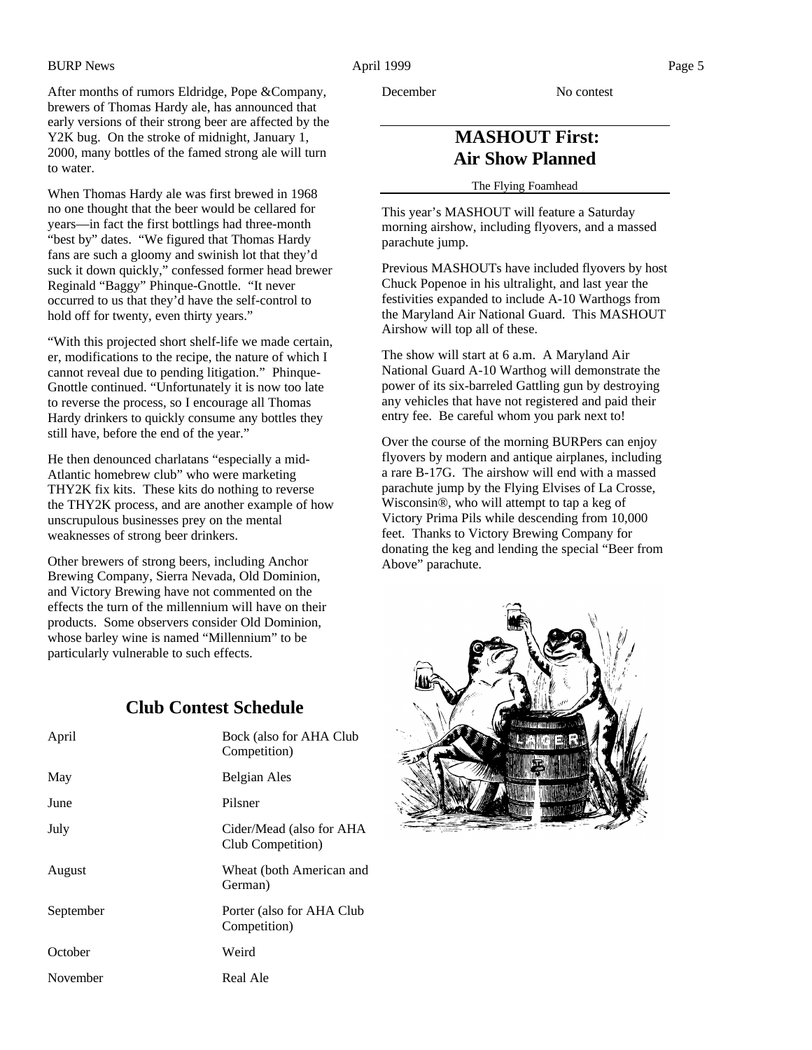After months of rumors Eldridge, Pope &Company, brewers of Thomas Hardy ale, has announced that early versions of their strong beer are affected by the Y2K bug. On the stroke of midnight, January 1, 2000, many bottles of the famed strong ale will turn to water.

When Thomas Hardy ale was first brewed in 1968 no one thought that the beer would be cellared for years—in fact the first bottlings had three-month "best by" dates. "We figured that Thomas Hardy fans are such a gloomy and swinish lot that they'd suck it down quickly," confessed former head brewer Reginald "Baggy" Phinque-Gnottle. "It never occurred to us that they'd have the self-control to hold off for twenty, even thirty years."

"With this projected short shelf-life we made certain, er, modifications to the recipe, the nature of which I cannot reveal due to pending litigation." Phinque-Gnottle continued. "Unfortunately it is now too late to reverse the process, so I encourage all Thomas Hardy drinkers to quickly consume any bottles they still have, before the end of the year."

He then denounced charlatans "especially a mid-Atlantic homebrew club" who were marketing THY2K fix kits. These kits do nothing to reverse the THY2K process, and are another example of how unscrupulous businesses prey on the mental weaknesses of strong beer drinkers.

Other brewers of strong beers, including Anchor Brewing Company, Sierra Nevada, Old Dominion, and Victory Brewing have not commented on the effects the turn of the millennium will have on their products. Some observers consider Old Dominion, whose barley wine is named "Millennium" to be particularly vulnerable to such effects.

## Club Contest Schedule

| | |
|---|---|
| April | Bock (also for AHA Club Competition) |
| May | Belgian Ales |
| June | Pilsner |
| July | Cider/Mead (also for AHA Club Competition) |
| August | Wheat (both American and German) |
| September | Porter (also for AHA Club Competition) |
| October | Weird |
| November | Real Ale |
| December | No contest |

## MASHOUT First: Air Show Planned

The Flying Foamhead

This year's MASHOUT will feature a Saturday morning airshow, including flyovers, and a massed parachute jump.

Previous MASHOUTs have included flyovers by host Chuck Popenoe in his ultralight, and last year the festivities expanded to include A-10 Warthogs from the Maryland Air National Guard. This MASHOUT Airshow will top all of these.

The show will start at 6 a.m. A Maryland Air National Guard A-10 Warthog will demonstrate the power of its six-barreled Gattling gun by destroying any vehicles that have not registered and paid their entry fee. Be careful whom you park next to!

Over the course of the morning BURPers can enjoy flyovers by modern and antique airplanes, including a rare B-17G. The airshow will end with a massed parachute jump by the Flying Elvises of La Crosse, Wisconsin®, who will attempt to tap a keg of Victory Prima Pils while descending from 10,000 feet. Thanks to Victory Brewing Company for donating the keg and lending the special "Beer from Above" parachute.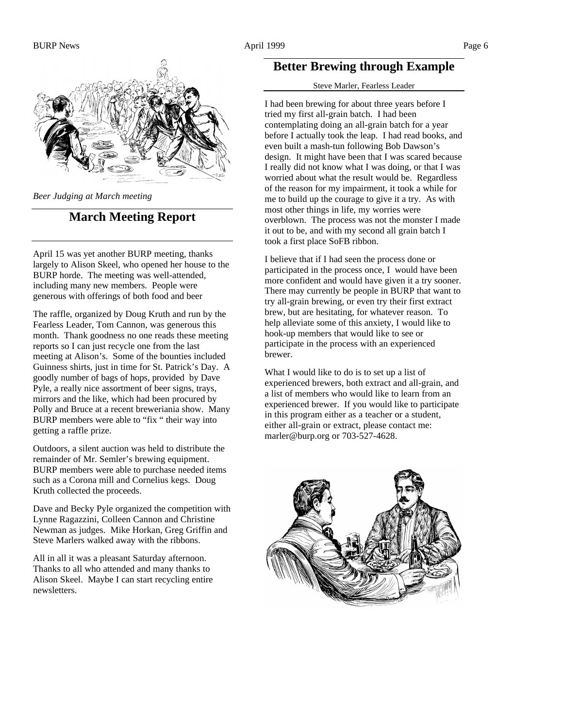*Beer Judging at March meeting*

## March Meeting Report

April 15 was yet another BURP meeting, thanks largely to Alison Skeel, who opened her house to the BURP horde. The meeting was well-attended, including many new members. People were generous with offerings of both food and beer

The raffle, organized by Doug Kruth and run by the Fearless Leader, Tom Cannon, was generous this month. Thank goodness no one reads these meeting reports so I can just recycle one from the last meeting at Alison's. Some of the bounties included Guinness shirts, just in time for St. Patrick's Day. A goodly number of bags of hops, provided by Dave Pyle, a really nice assortment of beer signs, trays, mirrors and the like, which had been procured by Polly and Bruce at a recent breweriania show. Many BURP members were able to "fix " their way into getting a raffle prize.

Outdoors, a silent auction was held to distribute the remainder of Mr. Semler's brewing equipment. BURP members were able to purchase needed items such as a Corona mill and Cornelius kegs. Doug Kruth collected the proceeds.

Dave and Becky Pyle organized the competition with Lynne Ragazzini, Colleen Cannon and Christine Newman as judges. Mike Horkan, Greg Griffin and Steve Marlers walked away with the ribbons.

All in all it was a pleasant Saturday afternoon. Thanks to all who attended and many thanks to Alison Skeel. Maybe I can start recycling entire newsletters.

## Better Brewing through Example

Steve Marler, Fearless Leader

I had been brewing for about three years before I tried my first all-grain batch. I had been contemplating doing an all-grain batch for a year before I actually took the leap. I had read books, and even built a mash-tun following Bob Dawson's design. It might have been that I was scared because I really did not know what I was doing, or that I was worried about what the result would be. Regardless of the reason for my impairment, it took a while for me to build up the courage to give it a try. As with most other things in life, my worries were overblown. The process was not the monster I made it out to be, and with my second all grain batch I took a first place SoFB ribbon.

I believe that if I had seen the process done or participated in the process once, I would have been more confident and would have given it a try sooner. There may currently be people in BURP that want to try all-grain brewing, or even try their first extract brew, but are hesitating, for whatever reason. To help alleviate some of this anxiety, I would like to hook-up members that would like to see or participate in the process with an experienced brewer.

What I would like to do is to set up a list of experienced brewers, both extract and all-grain, and a list of members who would like to learn from an experienced brewer. If you would like to participate in this program either as a teacher or a student, either all-grain or extract, please contact me: marler@burp.org or 703-527-4628.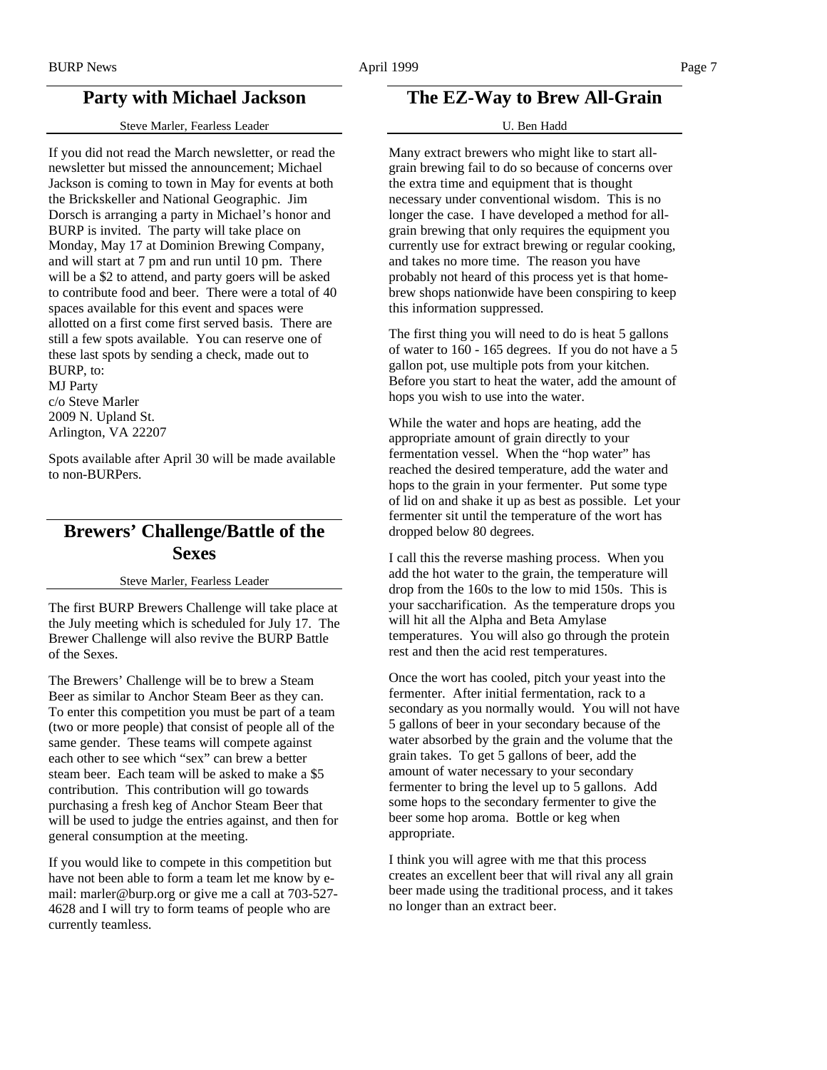## Party with Michael Jackson

Steve Marler, Fearless Leader

If you did not read the March newsletter, or read the newsletter but missed the announcement; Michael Jackson is coming to town in May for events at both the Brickskeller and National Geographic. Jim Dorsch is arranging a party in Michael's honor and BURP is invited. The party will take place on Monday, May 17 at Dominion Brewing Company, and will start at 7 pm and run until 10 pm. There will be a $2 to attend, and party goers will be asked to contribute food and beer. There were a total of 40 spaces available for this event and spaces were allotted on a first come first served basis. There are still a few spots available. You can reserve one of these last spots by sending a check, made out to BURP, to:
MJ Party
c/o Steve Marler
2009 N. Upland St.
Arlington, VA 22207

Spots available after April 30 will be made available to non-BURPers.

## Brewers' Challenge/Battle of the Sexes

Steve Marler, Fearless Leader

The first BURP Brewers Challenge will take place at the July meeting which is scheduled for July 17. The Brewer Challenge will also revive the BURP Battle of the Sexes.

The Brewers' Challenge will be to brew a Steam Beer as similar to Anchor Steam Beer as they can. To enter this competition you must be part of a team (two or more people) that consist of people all of the same gender. These teams will compete against each other to see which "sex" can brew a better steam beer. Each team will be asked to make a $5 contribution. This contribution will go towards purchasing a fresh keg of Anchor Steam Beer that will be used to judge the entries against, and then for general consumption at the meeting.

If you would like to compete in this competition but have not been able to form a team let me know by e-mail: marler@burp.org or give me a call at 703-527-4628 and I will try to form teams of people who are currently teamless.

## The EZ-Way to Brew All-Grain

U. Ben Hadd

Many extract brewers who might like to start all-grain brewing fail to do so because of concerns over the extra time and equipment that is thought necessary under conventional wisdom. This is no longer the case. I have developed a method for all-grain brewing that only requires the equipment you currently use for extract brewing or regular cooking, and takes no more time. The reason you have probably not heard of this process yet is that home-brew shops nationwide have been conspiring to keep this information suppressed.

The first thing you will need to do is heat 5 gallons of water to 160 - 165 degrees. If you do not have a 5 gallon pot, use multiple pots from your kitchen. Before you start to heat the water, add the amount of hops you wish to use into the water.

While the water and hops are heating, add the appropriate amount of grain directly to your fermentation vessel. When the "hop water" has reached the desired temperature, add the water and hops to the grain in your fermenter. Put some type of lid on and shake it up as best as possible. Let your fermenter sit until the temperature of the wort has dropped below 80 degrees.

I call this the reverse mashing process. When you add the hot water to the grain, the temperature will drop from the 160s to the low to mid 150s. This is your saccharification. As the temperature drops you will hit all the Alpha and Beta Amylase temperatures. You will also go through the protein rest and then the acid rest temperatures.

Once the wort has cooled, pitch your yeast into the fermenter. After initial fermentation, rack to a secondary as you normally would. You will not have 5 gallons of beer in your secondary because of the water absorbed by the grain and the volume that the grain takes. To get 5 gallons of beer, add the amount of water necessary to your secondary fermenter to bring the level up to 5 gallons. Add some hops to the secondary fermenter to give the beer some hop aroma. Bottle or keg when appropriate.

I think you will agree with me that this process creates an excellent beer that will rival any all grain beer made using the traditional process, and it takes no longer than an extract beer.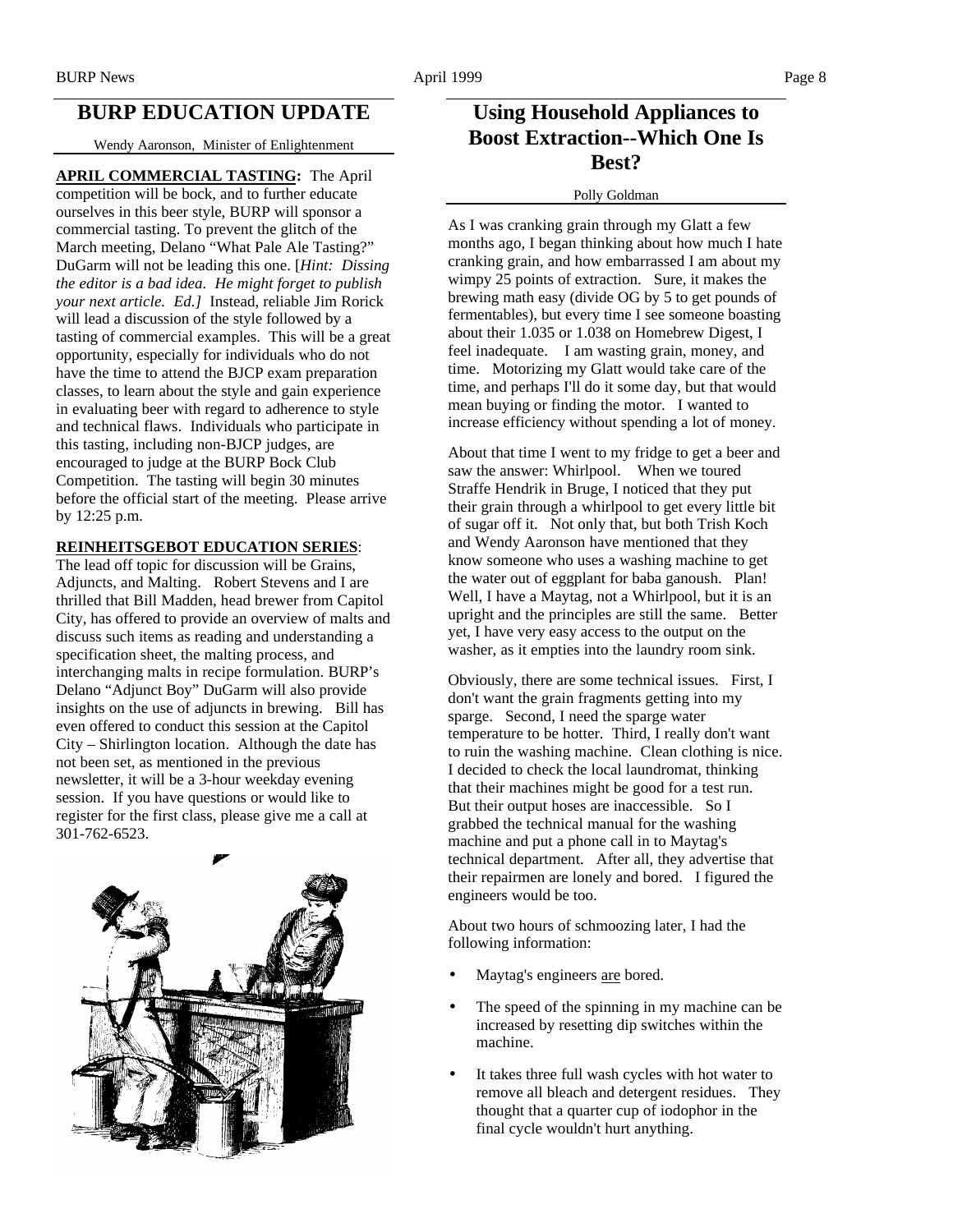## BURP EDUCATION UPDATE

Wendy Aaronson, Minister of Enlightenment

**APRIL COMMERCIAL TASTING:** The April competition will be bock, and to further educate ourselves in this beer style, BURP will sponsor a commercial tasting. To prevent the glitch of the March meeting, Delano "What Pale Ale Tasting?" DuGarm will not be leading this one. [*Hint: Dissing the editor is a bad idea. He might forget to publish your next article. Ed.]* Instead, reliable Jim Rorick will lead a discussion of the style followed by a tasting of commercial examples. This will be a great opportunity, especially for individuals who do not have the time to attend the BJCP exam preparation classes, to learn about the style and gain experience in evaluating beer with regard to adherence to style and technical flaws. Individuals who participate in this tasting, including non-BJCP judges, are encouraged to judge at the BURP Bock Club Competition. The tasting will begin 30 minutes before the official start of the meeting. Please arrive by 12:25 p.m.

**REINHEITSGEBOT EDUCATION SERIES**: The lead off topic for discussion will be Grains, Adjuncts, and Malting. Robert Stevens and I are thrilled that Bill Madden, head brewer from Capitol City, has offered to provide an overview of malts and discuss such items as reading and understanding a specification sheet, the malting process, and interchanging malts in recipe formulation. BURP's Delano "Adjunct Boy" DuGarm will also provide insights on the use of adjuncts in brewing. Bill has even offered to conduct this session at the Capitol City – Shirlington location. Although the date has not been set, as mentioned in the previous newsletter, it will be a 3-hour weekday evening session. If you have questions or would like to register for the first class, please give me a call at 301-762-6523.

## Using Household Appliances to Boost Extraction--Which One Is Best?

Polly Goldman

As I was cranking grain through my Glatt a few months ago, I began thinking about how much I hate cranking grain, and how embarrassed I am about my wimpy 25 points of extraction. Sure, it makes the brewing math easy (divide OG by 5 to get pounds of fermentables), but every time I see someone boasting about their 1.035 or 1.038 on Homebrew Digest, I feel inadequate. I am wasting grain, money, and time. Motorizing my Glatt would take care of the time, and perhaps I'll do it some day, but that would mean buying or finding the motor. I wanted to increase efficiency without spending a lot of money.

About that time I went to my fridge to get a beer and saw the answer: Whirlpool. When we toured Straffe Hendrik in Bruge, I noticed that they put their grain through a whirlpool to get every little bit of sugar off it. Not only that, but both Trish Koch and Wendy Aaronson have mentioned that they know someone who uses a washing machine to get the water out of eggplant for baba ganoush. Plan! Well, I have a Maytag, not a Whirlpool, but it is an upright and the principles are still the same. Better yet, I have very easy access to the output on the washer, as it empties into the laundry room sink.

Obviously, there are some technical issues. First, I don't want the grain fragments getting into my sparge. Second, I need the sparge water temperature to be hotter. Third, I really don't want to ruin the washing machine. Clean clothing is nice. I decided to check the local laundromat, thinking that their machines might be good for a test run. But their output hoses are inaccessible. So I grabbed the technical manual for the washing machine and put a phone call in to Maytag's technical department. After all, they advertise that their repairmen are lonely and bored. I figured the engineers would be too.

About two hours of schmoozing later, I had the following information:

- Maytag's engineers are bored.
- The speed of the spinning in my machine can be increased by resetting dip switches within the machine.
- It takes three full wash cycles with hot water to remove all bleach and detergent residues. They thought that a quarter cup of iodophor in the final cycle wouldn't hurt anything.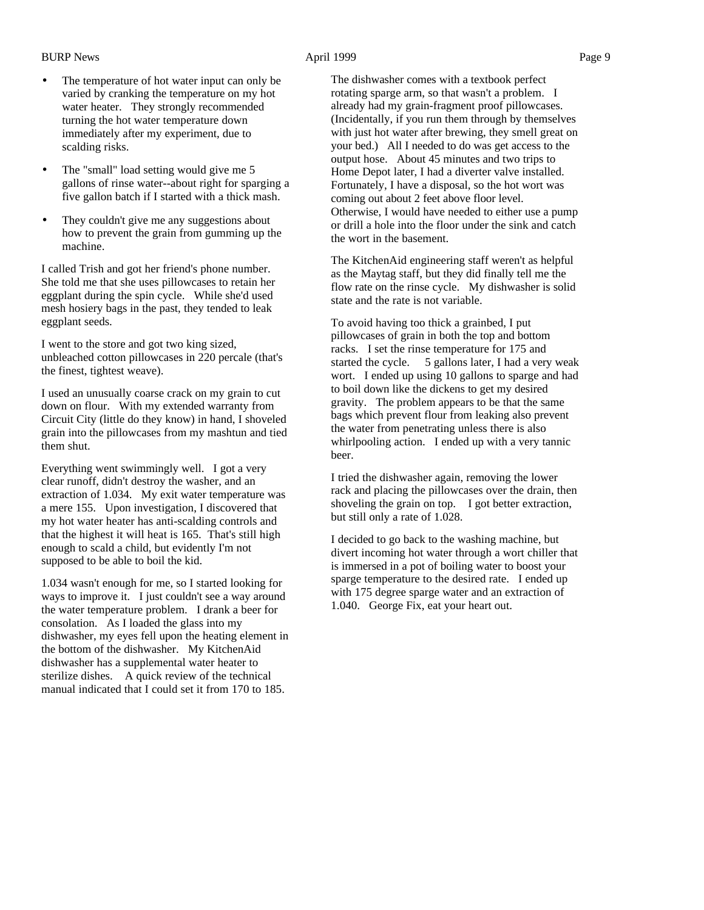- The temperature of hot water input can only be varied by cranking the temperature on my hot water heater. They strongly recommended turning the hot water temperature down immediately after my experiment, due to scalding risks.

- The "small" load setting would give me 5 gallons of rinse water--about right for sparging a five gallon batch if I started with a thick mash.

- They couldn't give me any suggestions about how to prevent the grain from gumming up the machine.

I called Trish and got her friend's phone number. She told me that she uses pillowcases to retain her eggplant during the spin cycle. While she'd used mesh hosiery bags in the past, they tended to leak eggplant seeds.

I went to the store and got two king sized, unbleached cotton pillowcases in 220 percale (that's the finest, tightest weave).

I used an unusually coarse crack on my grain to cut down on flour. With my extended warranty from Circuit City (little do they know) in hand, I shoveled grain into the pillowcases from my mashtun and tied them shut.

Everything went swimmingly well. I got a very clear runoff, didn't destroy the washer, and an extraction of 1.034. My exit water temperature was a mere 155. Upon investigation, I discovered that my hot water heater has anti-scalding controls and that the highest it will heat is 165. That's still high enough to scald a child, but evidently I'm not supposed to be able to boil the kid.

1.034 wasn't enough for me, so I started looking for ways to improve it. I just couldn't see a way around the water temperature problem. I drank a beer for consolation. As I loaded the glass into my dishwasher, my eyes fell upon the heating element in the bottom of the dishwasher. My KitchenAid dishwasher has a supplemental water heater to sterilize dishes. A quick review of the technical manual indicated that I could set it from 170 to 185.

The dishwasher comes with a textbook perfect rotating sparge arm, so that wasn't a problem. I already had my grain-fragment proof pillowcases. (Incidentally, if you run them through by themselves with just hot water after brewing, they smell great on your bed.) All I needed to do was get access to the output hose. About 45 minutes and two trips to Home Depot later, I had a diverter valve installed. Fortunately, I have a disposal, so the hot wort was coming out about 2 feet above floor level. Otherwise, I would have needed to either use a pump or drill a hole into the floor under the sink and catch the wort in the basement.

The KitchenAid engineering staff weren't as helpful as the Maytag staff, but they did finally tell me the flow rate on the rinse cycle. My dishwasher is solid state and the rate is not variable.

To avoid having too thick a grainbed, I put pillowcases of grain in both the top and bottom racks. I set the rinse temperature for 175 and started the cycle. 5 gallons later, I had a very weak wort. I ended up using 10 gallons to sparge and had to boil down like the dickens to get my desired gravity. The problem appears to be that the same bags which prevent flour from leaking also prevent the water from penetrating unless there is also whirlpooling action. I ended up with a very tannic beer.

I tried the dishwasher again, removing the lower rack and placing the pillowcases over the drain, then shoveling the grain on top. I got better extraction, but still only a rate of 1.028.

I decided to go back to the washing machine, but divert incoming hot water through a wort chiller that is immersed in a pot of boiling water to boost your sparge temperature to the desired rate. I ended up with 175 degree sparge water and an extraction of 1.040. George Fix, eat your heart out.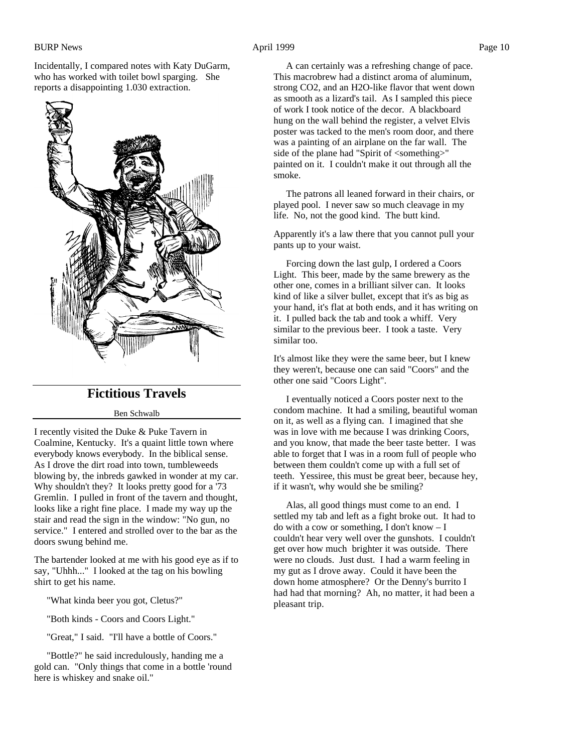Incidentally, I compared notes with Katy DuGarm, who has worked with toilet bowl sparging. She reports a disappointing 1.030 extraction.

## Fictitious Travels

Ben Schwalb

I recently visited the Duke & Puke Tavern in Coalmine, Kentucky. It's a quaint little town where everybody knows everybody. In the biblical sense. As I drove the dirt road into town, tumbleweeds blowing by, the inbreds gawked in wonder at my car. Why shouldn't they? It looks pretty good for a '73 Gremlin. I pulled in front of the tavern and thought, looks like a right fine place. I made my way up the stair and read the sign in the window: "No gun, no service." I entered and strolled over to the bar as the doors swung behind me.

The bartender looked at me with his good eye as if to say, "Uhhh..." I looked at the tag on his bowling shirt to get his name.

"What kinda beer you got, Cletus?"

"Both kinds - Coors and Coors Light."

"Great," I said. "I'll have a bottle of Coors."

"Bottle?" he said incredulously, handing me a gold can. "Only things that come in a bottle 'round here is whiskey and snake oil."

A can certainly was a refreshing change of pace. This macrobrew had a distinct aroma of aluminum, strong $CO_2$, and an $H_2O$-like flavor that went down as smooth as a lizard's tail. As I sampled this piece of work I took notice of the decor. A blackboard hung on the wall behind the register, a velvet Elvis poster was tacked to the men's room door, and there was a painting of an airplane on the far wall. The side of the plane had "Spirit of <something>" painted on it. I couldn't make it out through all the smoke.

The patrons all leaned forward in their chairs, or played pool. I never saw so much cleavage in my life. No, not the good kind. The butt kind.

Apparently it's a law there that you cannot pull your pants up to your waist.

Forcing down the last gulp, I ordered a Coors Light. This beer, made by the same brewery as the other one, comes in a brilliant silver can. It looks kind of like a silver bullet, except that it's as big as your hand, it's flat at both ends, and it has writing on it. I pulled back the tab and took a whiff. Very similar to the previous beer. I took a taste. Very similar too.

It's almost like they were the same beer, but I knew they weren't, because one can said "Coors" and the other one said "Coors Light".

I eventually noticed a Coors poster next to the condom machine. It had a smiling, beautiful woman on it, as well as a flying can. I imagined that she was in love with me because I was drinking Coors, and you know, that made the beer taste better. I was able to forget that I was in a room full of people who between them couldn't come up with a full set of teeth. Yessiree, this must be great beer, because hey, if it wasn't, why would she be smiling?

Alas, all good things must come to an end. I settled my tab and left as a fight broke out. It had to do with a cow or something, I don't know – I couldn't hear very well over the gunshots. I couldn't get over how much brighter it was outside. There were no clouds. Just dust. I had a warm feeling in my gut as I drove away. Could it have been the down home atmosphere? Or the Denny's burrito I had had that morning? Ah, no matter, it had been a pleasant trip.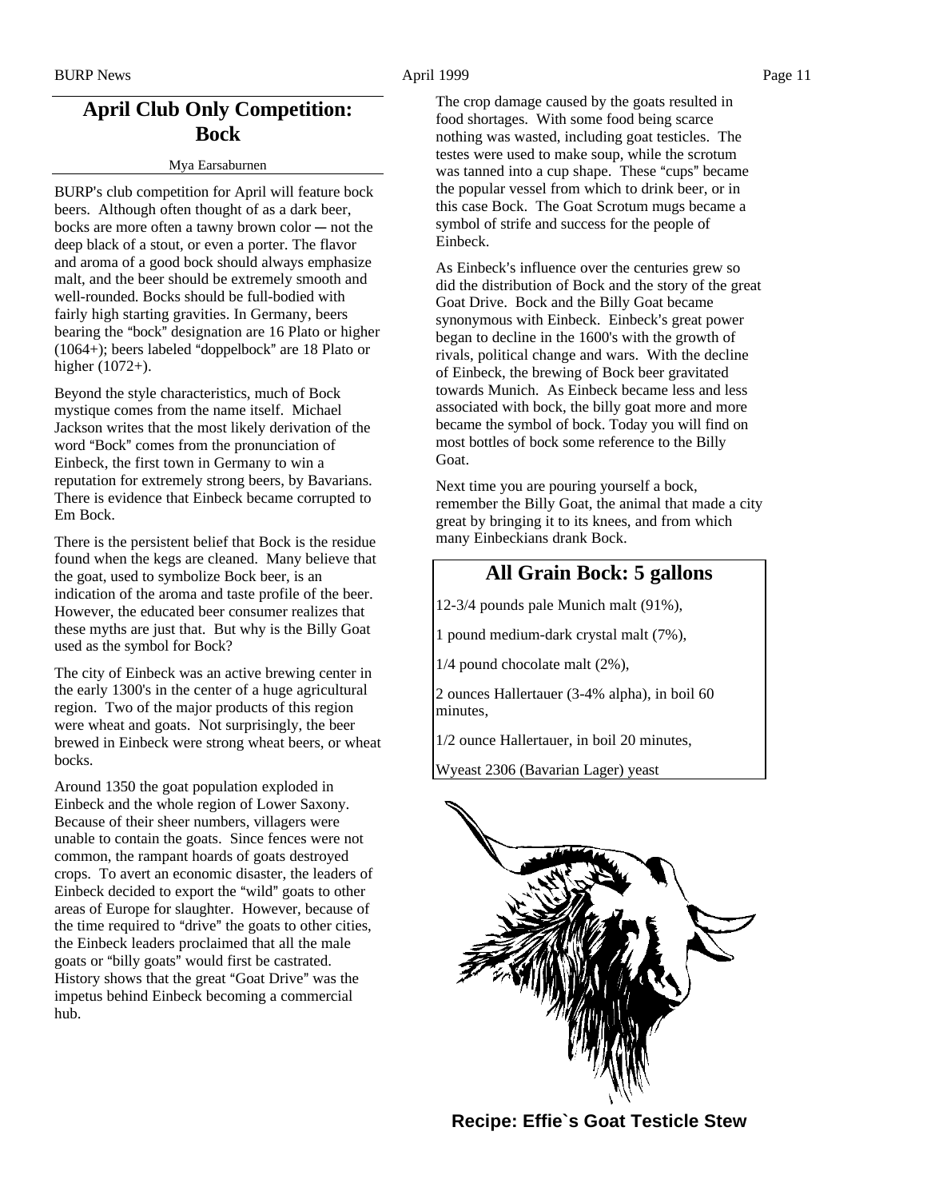## April Club Only Competition: Bock

Mya Earsaburnen

BURP's club competition for April will feature bock beers. Although often thought of as a dark beer, bocks are more often a tawny brown color — not the deep black of a stout, or even a porter. The flavor and aroma of a good bock should always emphasize malt, and the beer should be extremely smooth and well-rounded. Bocks should be full-bodied with fairly high starting gravities. In Germany, beers bearing the "bock" designation are 16 Plato or higher (1064+); beers labeled "doppelbock" are 18 Plato or higher (1072+).

Beyond the style characteristics, much of Bock mystique comes from the name itself. Michael Jackson writes that the most likely derivation of the word "Bock" comes from the pronunciation of Einbeck, the first town in Germany to win a reputation for extremely strong beers, by Bavarians. There is evidence that Einbeck became corrupted to Em Bock.

There is the persistent belief that Bock is the residue found when the kegs are cleaned. Many believe that the goat, used to symbolize Bock beer, is an indication of the aroma and taste profile of the beer. However, the educated beer consumer realizes that these myths are just that. But why is the Billy Goat used as the symbol for Bock?

The city of Einbeck was an active brewing center in the early 1300's in the center of a huge agricultural region. Two of the major products of this region were wheat and goats. Not surprisingly, the beer brewed in Einbeck were strong wheat beers, or wheat bocks.

Around 1350 the goat population exploded in Einbeck and the whole region of Lower Saxony. Because of their sheer numbers, villagers were unable to contain the goats. Since fences were not common, the rampant hoards of goats destroyed crops. To avert an economic disaster, the leaders of Einbeck decided to export the "wild" goats to other areas of Europe for slaughter. However, because of the time required to "drive" the goats to other cities, the Einbeck leaders proclaimed that all the male goats or "billy goats" would first be castrated. History shows that the great "Goat Drive" was the impetus behind Einbeck becoming a commercial hub.

The crop damage caused by the goats resulted in food shortages. With some food being scarce nothing was wasted, including goat testicles. The testes were used to make soup, while the scrotum was tanned into a cup shape. These "cups" became the popular vessel from which to drink beer, or in this case Bock. The Goat Scrotum mugs became a symbol of strife and success for the people of Einbeck.

As Einbeck's influence over the centuries grew so did the distribution of Bock and the story of the great Goat Drive. Bock and the Billy Goat became synonymous with Einbeck. Einbeck's great power began to decline in the 1600's with the growth of rivals, political change and wars. With the decline of Einbeck, the brewing of Bock beer gravitated towards Munich. As Einbeck became less and less associated with bock, the billy goat more and more became the symbol of bock. Today you will find on most bottles of bock some reference to the Billy Goat.

Next time you are pouring yourself a bock, remember the Billy Goat, the animal that made a city great by bringing it to its knees, and from which many Einbeckians drank Bock.

### All Grain Bock: 5 gallons

12-3/4 pounds pale Munich malt (91%),

1 pound medium-dark crystal malt (7%),

1/4 pound chocolate malt (2%),

2 ounces Hallertauer (3-4% alpha), in boil 60 minutes,

1/2 ounce Hallertauer, in boil 20 minutes,

Wyeast 2306 (Bavarian Lager) yeast

**Recipe: Effie`s Goat Testicle Stew**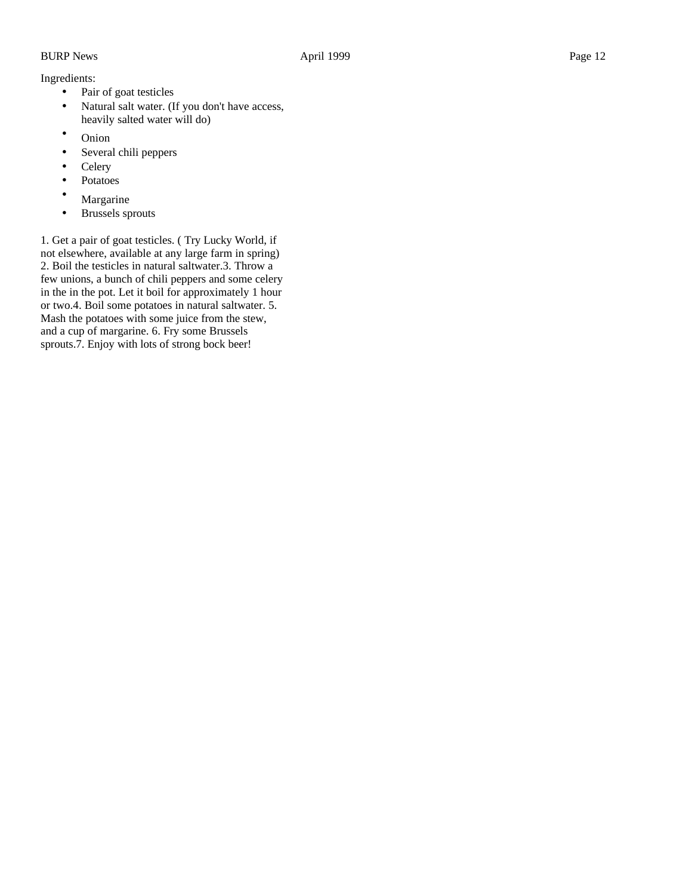Ingredients:

- Pair of goat testicles
- Natural salt water. (If you don't have access, heavily salted water will do)
- Onion
- Several chili peppers
- Celery
- Potatoes
- Margarine
- Brussels sprouts

1. Get a pair of goat testicles. ( Try Lucky World, if not elsewhere, available at any large farm in spring) 2. Boil the testicles in natural saltwater.3. Throw a few unions, a bunch of chili peppers and some celery in the in the pot. Let it boil for approximately 1 hour or two.4. Boil some potatoes in natural saltwater. 5. Mash the potatoes with some juice from the stew, and a cup of margarine. 6. Fry some Brussels sprouts.7. Enjoy with lots of strong bock beer!